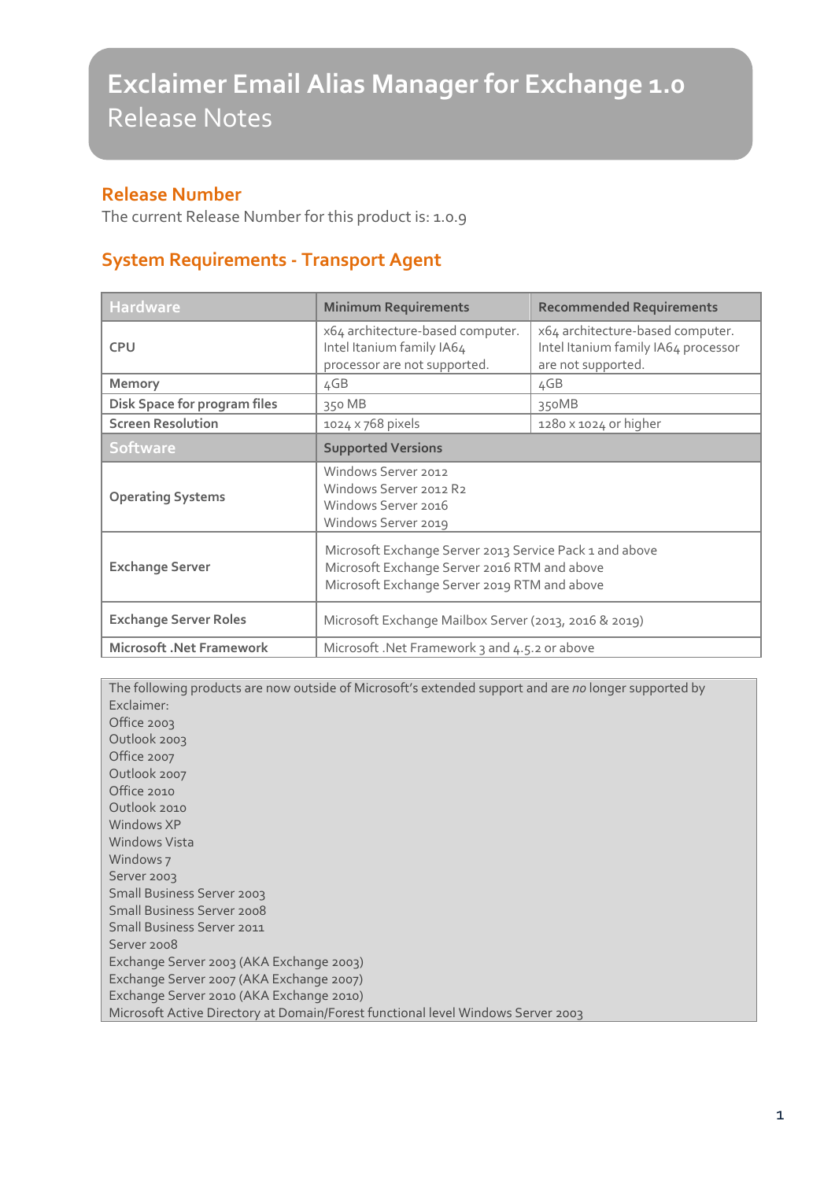# Exclaimer Email Alias Manager for Exchange 1.0
Release Notes

## Release Number

The current Release Number for this product is: 1.0.9

## System Requirements - Transport Agent

| Hardware | Minimum Requirements | Recommended Requirements |
|---|---|---|
| CPU | x64 architecture-based computer. Intel Itanium family IA64 processor are not supported. | x64 architecture-based computer. Intel Itanium family IA64 processor are not supported. |
| Memory | 4GB | 4GB |
| Disk Space for program files | 350 MB | 350MB |
| Screen Resolution | 1024 x 768 pixels | 1280 x 1024 or higher |
| **Software** | **Supported Versions** | |
| Operating Systems | Windows Server 2012<br>Windows Server 2012 R2<br>Windows Server 2016<br>Windows Server 2019 | |
| Exchange Server | Microsoft Exchange Server 2013 Service Pack 1 and above<br>Microsoft Exchange Server 2016 RTM and above<br>Microsoft Exchange Server 2019 RTM and above | |
| Exchange Server Roles | Microsoft Exchange Mailbox Server (2013, 2016 & 2019) | |
| Microsoft .Net Framework | Microsoft .Net Framework 3 and 4.5.2 or above | |

The following products are now outside of Microsoft's extended support and are *no* longer supported by Exclaimer:

Office 2003
Outlook 2003
Office 2007
Outlook 2007
Office 2010
Outlook 2010
Windows XP
Windows Vista
Windows 7
Server 2003
Small Business Server 2003
Small Business Server 2008
Small Business Server 2011
Server 2008
Exchange Server 2003 (AKA Exchange 2003)
Exchange Server 2007 (AKA Exchange 2007)
Exchange Server 2010 (AKA Exchange 2010)
Microsoft Active Directory at Domain/Forest functional level Windows Server 2003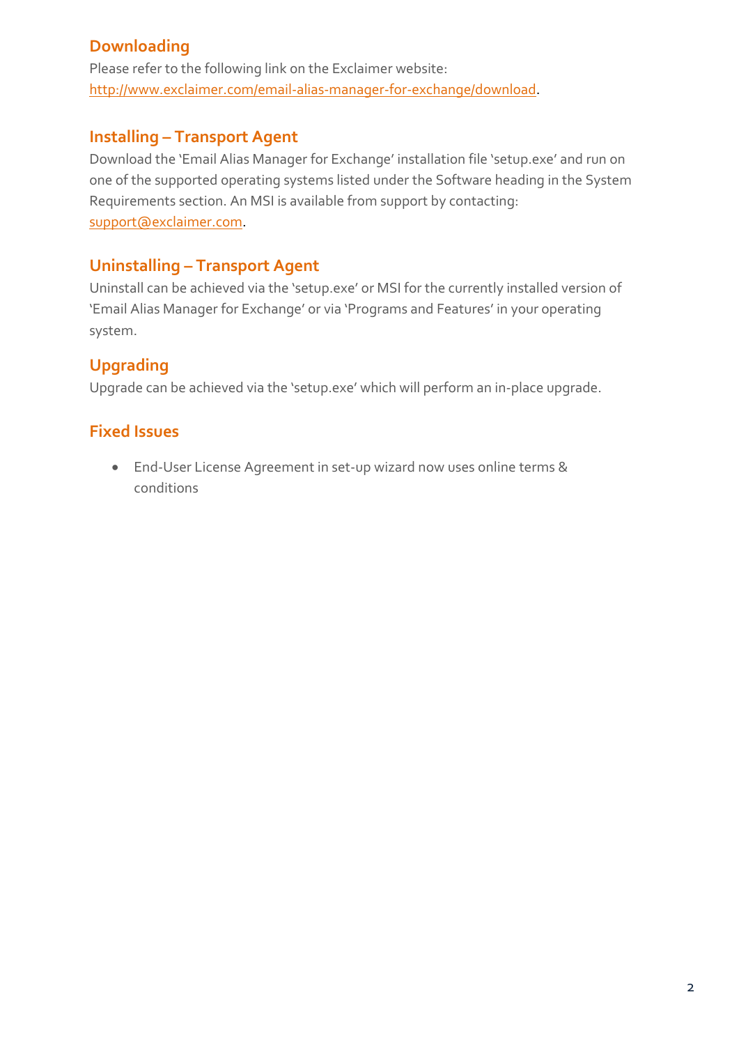## Downloading

Please refer to the following link on the Exclaimer website: [http://www.exclaimer.com/email-alias-manager-for-exchange/download](http://www.exclaimer.com/email-alias-manager-for-exchange/download).

## Installing – Transport Agent

Download the 'Email Alias Manager for Exchange' installation file 'setup.exe' and run on one of the supported operating systems listed under the Software heading in the System Requirements section. An MSI is available from support by contacting: [support@exclaimer.com](mailto:support@exclaimer.com).

## Uninstalling – Transport Agent

Uninstall can be achieved via the 'setup.exe' or MSI for the currently installed version of 'Email Alias Manager for Exchange' or via 'Programs and Features' in your operating system.

## Upgrading

Upgrade can be achieved via the 'setup.exe' which will perform an in-place upgrade.

## Fixed Issues

- End-User License Agreement in set-up wizard now uses online terms & conditions